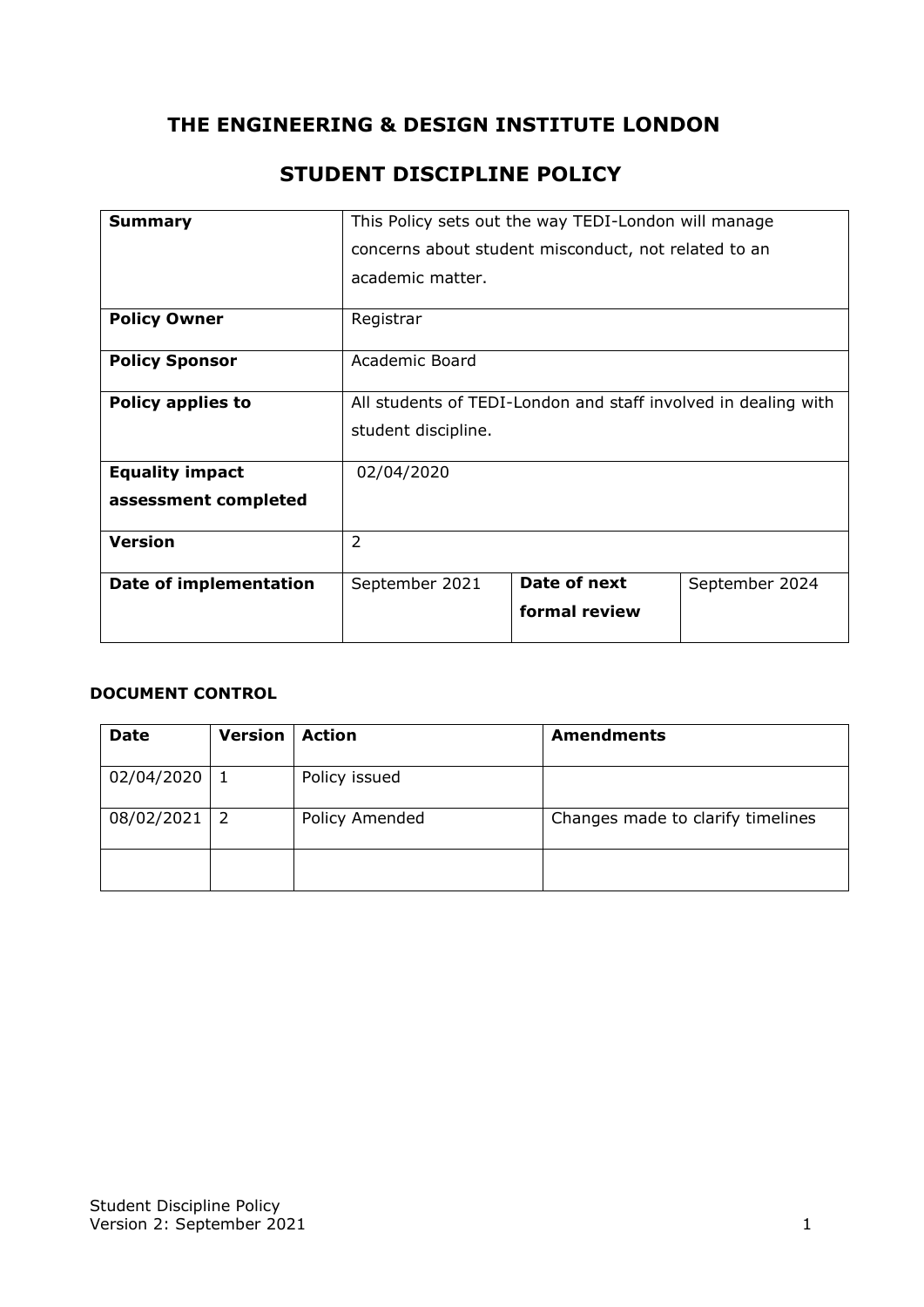# THE ENGINEERING & DESIGN INSTITUTE LONDON

# STUDENT DISCIPLINE POLICY

| | | | |
|---|---|---|---|
| **Summary** | This Policy sets out the way TEDI-London will manage concerns about student misconduct, not related to an academic matter. | | |
| **Policy Owner** | Registrar | | |
| **Policy Sponsor** | Academic Board | | |
| **Policy applies to** | All students of TEDI-London and staff involved in dealing with student discipline. | | |
| **Equality impact assessment completed** | 02/04/2020 | | |
| **Version** | 2 | | |
| **Date of implementation** | September 2021 | **Date of next formal review** | September 2024 |

### DOCUMENT CONTROL

| Date | Version | Action | Amendments |
|---|---|---|---|
| 02/04/2020 | 1 | Policy issued | |
| 08/02/2021 | 2 | Policy Amended | Changes made to clarify timelines |
| | | | |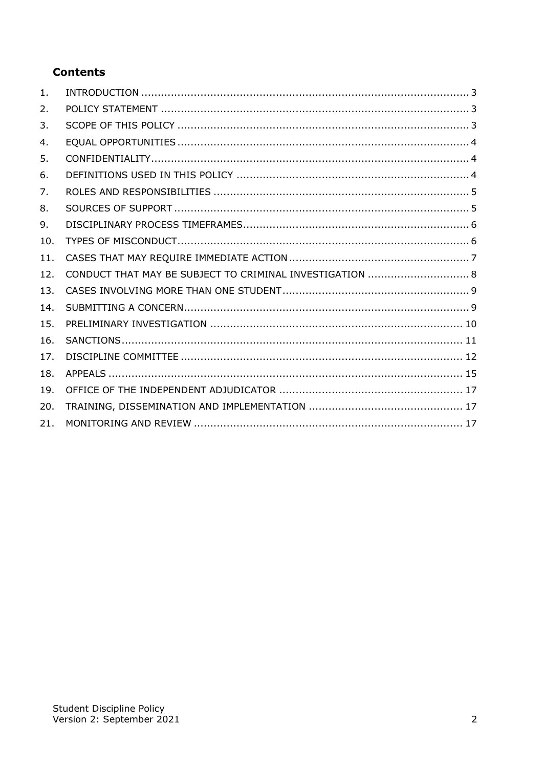## Contents

1. INTRODUCTION .................... 3
2. POLICY STATEMENT .................... 3
3. SCOPE OF THIS POLICY .................... 3
4. EQUAL OPPORTUNITIES .................... 4
5. CONFIDENTIALITY .................... 4
6. DEFINITIONS USED IN THIS POLICY .................... 4
7. ROLES AND RESPONSIBILITIES .................... 5
8. SOURCES OF SUPPORT .................... 5
9. DISCIPLINARY PROCESS TIMEFRAMES .................... 6
10. TYPES OF MISCONDUCT .................... 6
11. CASES THAT MAY REQUIRE IMMEDIATE ACTION .................... 7
12. CONDUCT THAT MAY BE SUBJECT TO CRIMINAL INVESTIGATION .................... 8
13. CASES INVOLVING MORE THAN ONE STUDENT .................... 9
14. SUBMITTING A CONCERN .................... 9
15. PRELIMINARY INVESTIGATION .................... 10
16. SANCTIONS .................... 11
17. DISCIPLINE COMMITTEE .................... 12
18. APPEALS .................... 15
19. OFFICE OF THE INDEPENDENT ADJUDICATOR .................... 17
20. TRAINING, DISSEMINATION AND IMPLEMENTATION .................... 17
21. MONITORING AND REVIEW .................... 17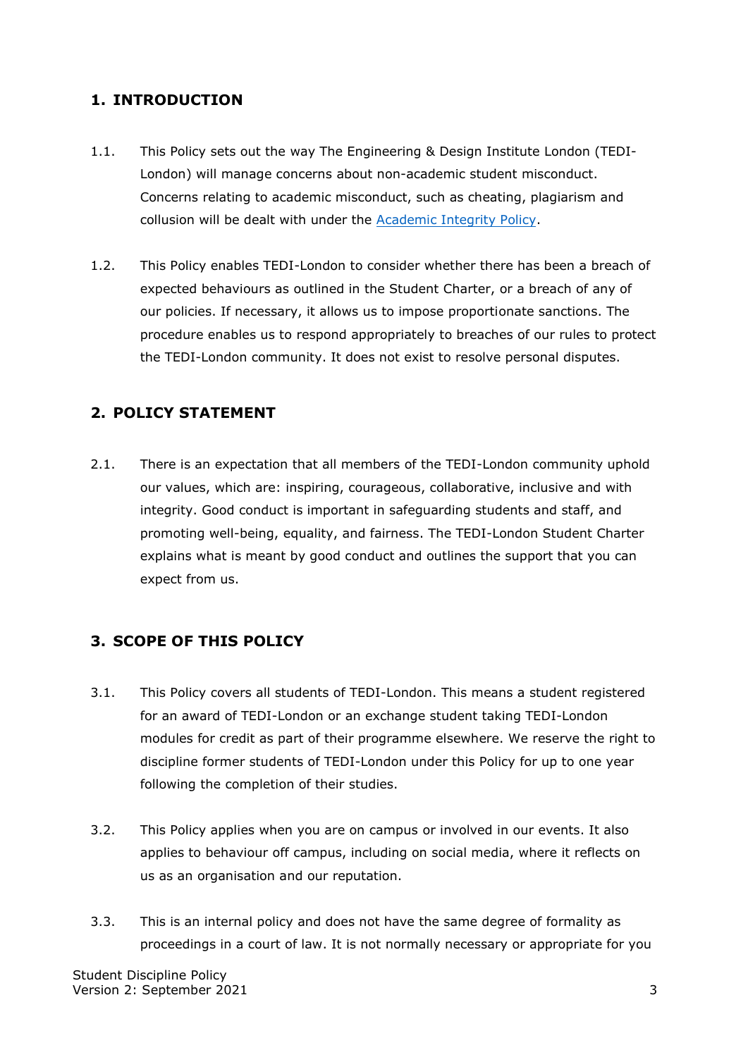## 1. INTRODUCTION

1.1. This Policy sets out the way The Engineering & Design Institute London (TEDI-London) will manage concerns about non-academic student misconduct. Concerns relating to academic misconduct, such as cheating, plagiarism and collusion will be dealt with under the [Academic Integrity Policy](#).

1.2. This Policy enables TEDI-London to consider whether there has been a breach of expected behaviours as outlined in the Student Charter, or a breach of any of our policies. If necessary, it allows us to impose proportionate sanctions. The procedure enables us to respond appropriately to breaches of our rules to protect the TEDI-London community. It does not exist to resolve personal disputes.

## 2. POLICY STATEMENT

2.1. There is an expectation that all members of the TEDI-London community uphold our values, which are: inspiring, courageous, collaborative, inclusive and with integrity. Good conduct is important in safeguarding students and staff, and promoting well-being, equality, and fairness. The TEDI-London Student Charter explains what is meant by good conduct and outlines the support that you can expect from us.

## 3. SCOPE OF THIS POLICY

3.1. This Policy covers all students of TEDI-London. This means a student registered for an award of TEDI-London or an exchange student taking TEDI-London modules for credit as part of their programme elsewhere. We reserve the right to discipline former students of TEDI-London under this Policy for up to one year following the completion of their studies.

3.2. This Policy applies when you are on campus or involved in our events. It also applies to behaviour off campus, including on social media, where it reflects on us as an organisation and our reputation.

3.3. This is an internal policy and does not have the same degree of formality as proceedings in a court of law. It is not normally necessary or appropriate for you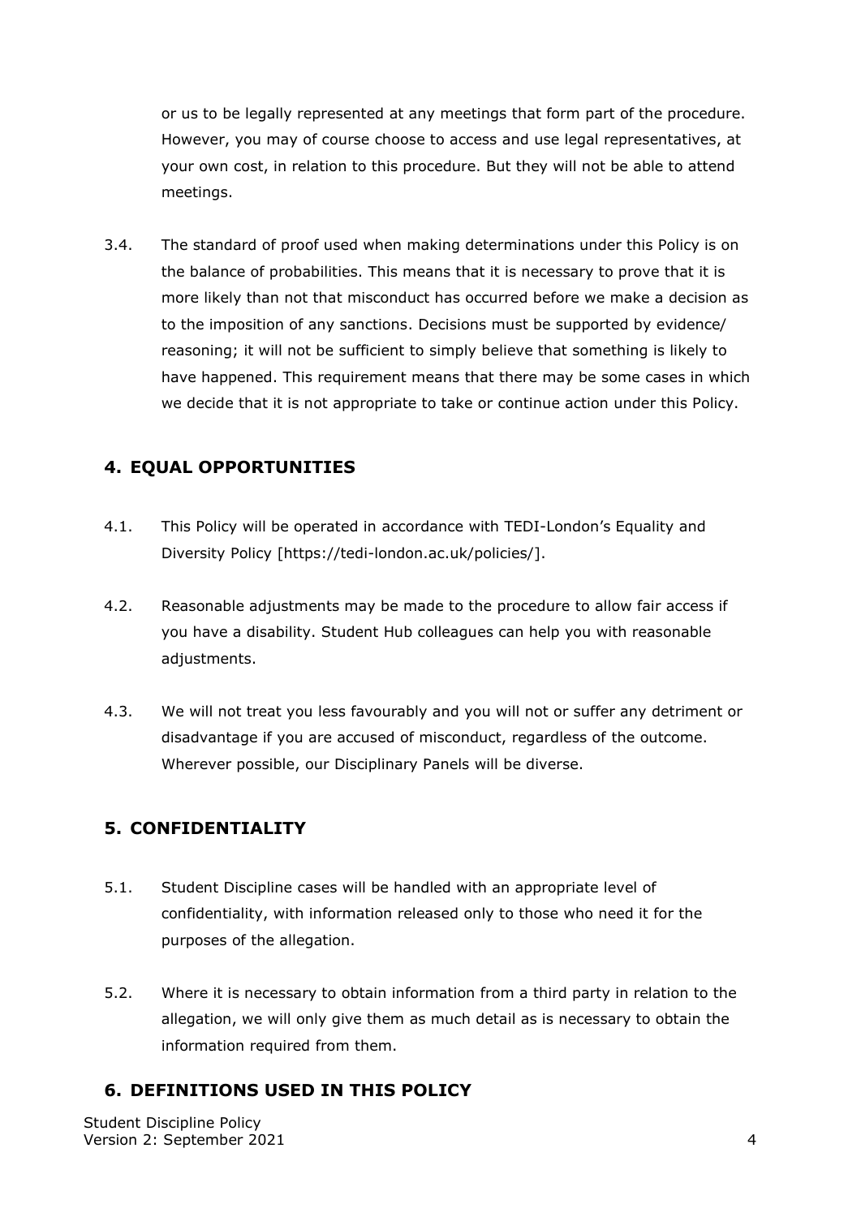or us to be legally represented at any meetings that form part of the procedure. However, you may of course choose to access and use legal representatives, at your own cost, in relation to this procedure. But they will not be able to attend meetings.

3.4. The standard of proof used when making determinations under this Policy is on the balance of probabilities. This means that it is necessary to prove that it is more likely than not that misconduct has occurred before we make a decision as to the imposition of any sanctions. Decisions must be supported by evidence/ reasoning; it will not be sufficient to simply believe that something is likely to have happened. This requirement means that there may be some cases in which we decide that it is not appropriate to take or continue action under this Policy.

## 4. EQUAL OPPORTUNITIES

4.1. This Policy will be operated in accordance with TEDI-London's Equality and Diversity Policy [https://tedi-london.ac.uk/policies/].

4.2. Reasonable adjustments may be made to the procedure to allow fair access if you have a disability. Student Hub colleagues can help you with reasonable adjustments.

4.3. We will not treat you less favourably and you will not or suffer any detriment or disadvantage if you are accused of misconduct, regardless of the outcome. Wherever possible, our Disciplinary Panels will be diverse.

## 5. CONFIDENTIALITY

5.1. Student Discipline cases will be handled with an appropriate level of confidentiality, with information released only to those who need it for the purposes of the allegation.

5.2. Where it is necessary to obtain information from a third party in relation to the allegation, we will only give them as much detail as is necessary to obtain the information required from them.

## 6. DEFINITIONS USED IN THIS POLICY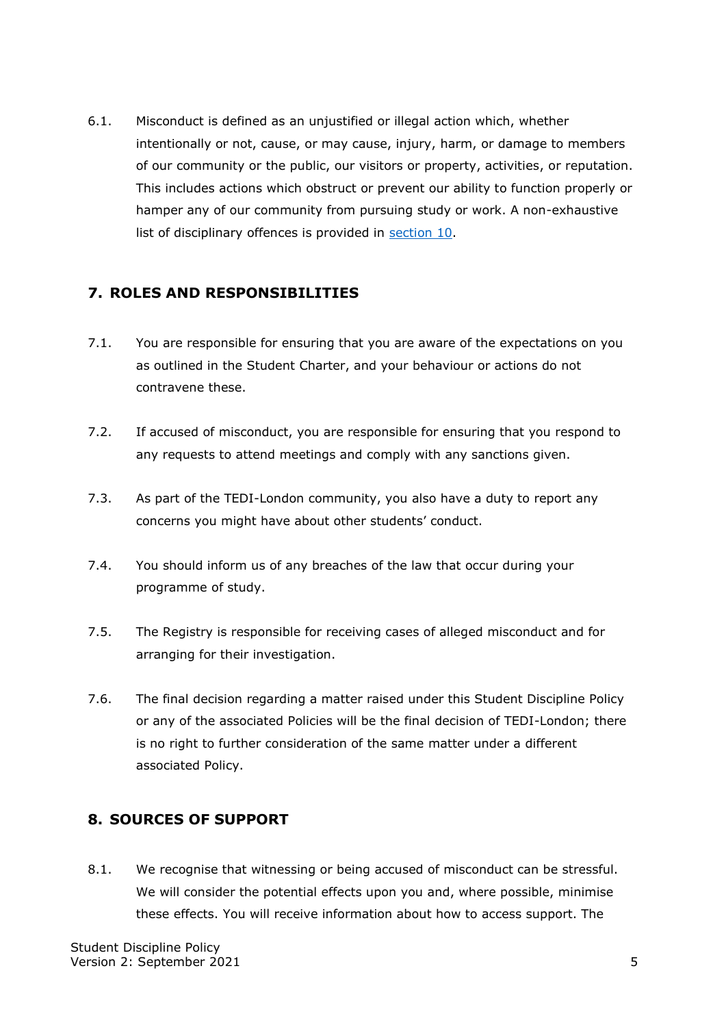6.1. Misconduct is defined as an unjustified or illegal action which, whether intentionally or not, cause, or may cause, injury, harm, or damage to members of our community or the public, our visitors or property, activities, or reputation. This includes actions which obstruct or prevent our ability to function properly or hamper any of our community from pursuing study or work. A non-exhaustive list of disciplinary offences is provided in section 10.

## 7. ROLES AND RESPONSIBILITIES

7.1. You are responsible for ensuring that you are aware of the expectations on you as outlined in the Student Charter, and your behaviour or actions do not contravene these.

7.2. If accused of misconduct, you are responsible for ensuring that you respond to any requests to attend meetings and comply with any sanctions given.

7.3. As part of the TEDI-London community, you also have a duty to report any concerns you might have about other students' conduct.

7.4. You should inform us of any breaches of the law that occur during your programme of study.

7.5. The Registry is responsible for receiving cases of alleged misconduct and for arranging for their investigation.

7.6. The final decision regarding a matter raised under this Student Discipline Policy or any of the associated Policies will be the final decision of TEDI-London; there is no right to further consideration of the same matter under a different associated Policy.

## 8. SOURCES OF SUPPORT

8.1. We recognise that witnessing or being accused of misconduct can be stressful. We will consider the potential effects upon you and, where possible, minimise these effects. You will receive information about how to access support. The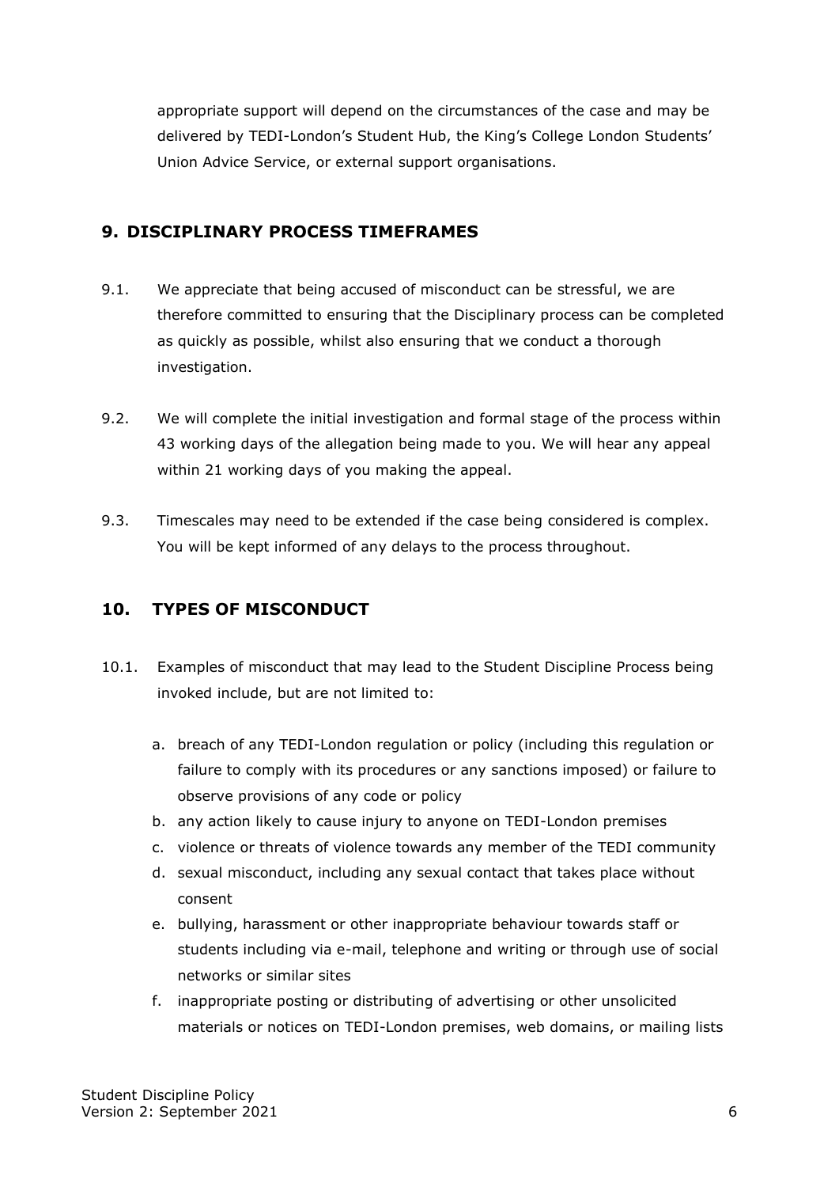appropriate support will depend on the circumstances of the case and may be delivered by TEDI-London's Student Hub, the King's College London Students' Union Advice Service, or external support organisations.

## 9. DISCIPLINARY PROCESS TIMEFRAMES

9.1. We appreciate that being accused of misconduct can be stressful, we are therefore committed to ensuring that the Disciplinary process can be completed as quickly as possible, whilst also ensuring that we conduct a thorough investigation.

9.2. We will complete the initial investigation and formal stage of the process within 43 working days of the allegation being made to you. We will hear any appeal within 21 working days of you making the appeal.

9.3. Timescales may need to be extended if the case being considered is complex. You will be kept informed of any delays to the process throughout.

## 10. TYPES OF MISCONDUCT

10.1. Examples of misconduct that may lead to the Student Discipline Process being invoked include, but are not limited to:

a. breach of any TEDI-London regulation or policy (including this regulation or failure to comply with its procedures or any sanctions imposed) or failure to observe provisions of any code or policy
b. any action likely to cause injury to anyone on TEDI-London premises
c. violence or threats of violence towards any member of the TEDI community
d. sexual misconduct, including any sexual contact that takes place without consent
e. bullying, harassment or other inappropriate behaviour towards staff or students including via e-mail, telephone and writing or through use of social networks or similar sites
f. inappropriate posting or distributing of advertising or other unsolicited materials or notices on TEDI-London premises, web domains, or mailing lists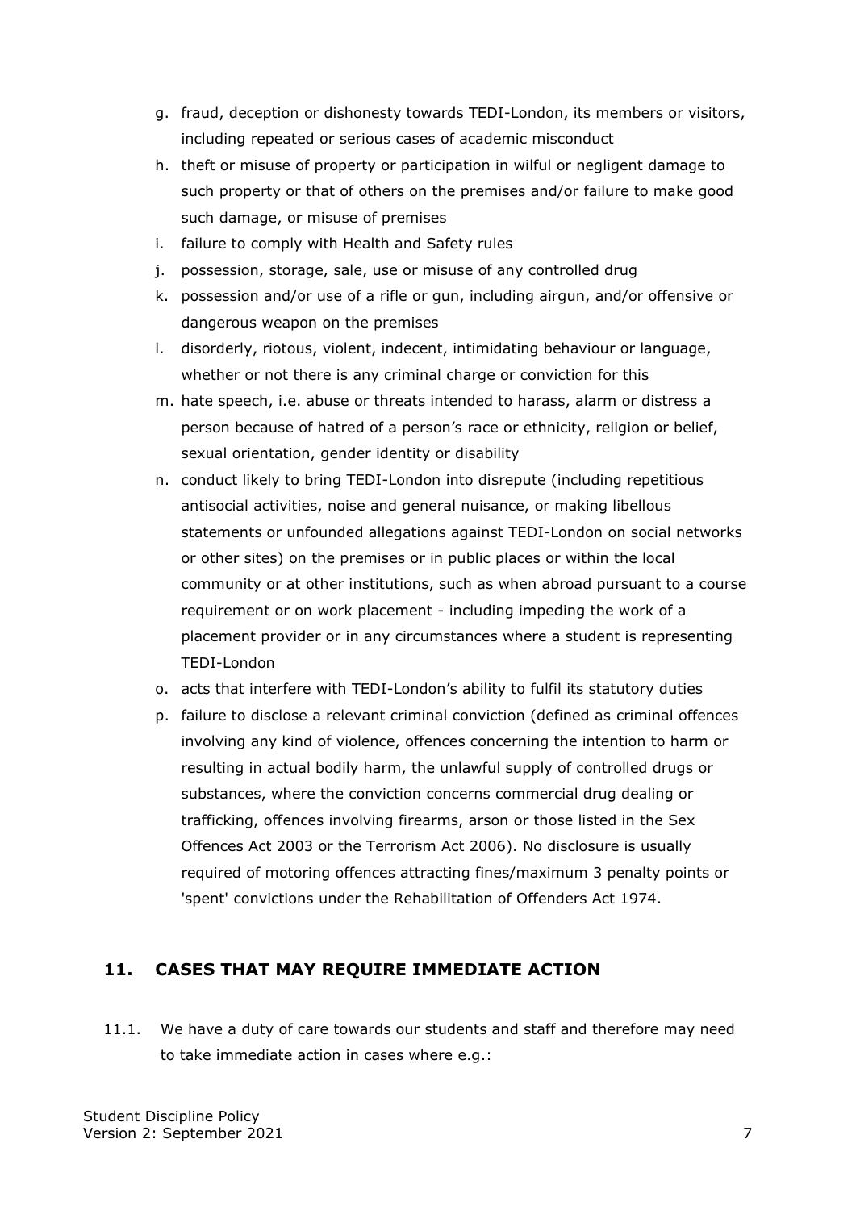g. fraud, deception or dishonesty towards TEDI-London, its members or visitors, including repeated or serious cases of academic misconduct
h. theft or misuse of property or participation in wilful or negligent damage to such property or that of others on the premises and/or failure to make good such damage, or misuse of premises
i. failure to comply with Health and Safety rules
j. possession, storage, sale, use or misuse of any controlled drug
k. possession and/or use of a rifle or gun, including airgun, and/or offensive or dangerous weapon on the premises
l. disorderly, riotous, violent, indecent, intimidating behaviour or language, whether or not there is any criminal charge or conviction for this
m. hate speech, i.e. abuse or threats intended to harass, alarm or distress a person because of hatred of a person's race or ethnicity, religion or belief, sexual orientation, gender identity or disability
n. conduct likely to bring TEDI-London into disrepute (including repetitious antisocial activities, noise and general nuisance, or making libellous statements or unfounded allegations against TEDI-London on social networks or other sites) on the premises or in public places or within the local community or at other institutions, such as when abroad pursuant to a course requirement or on work placement - including impeding the work of a placement provider or in any circumstances where a student is representing TEDI-London
o. acts that interfere with TEDI-London's ability to fulfil its statutory duties
p. failure to disclose a relevant criminal conviction (defined as criminal offences involving any kind of violence, offences concerning the intention to harm or resulting in actual bodily harm, the unlawful supply of controlled drugs or substances, where the conviction concerns commercial drug dealing or trafficking, offences involving firearms, arson or those listed in the Sex Offences Act 2003 or the Terrorism Act 2006). No disclosure is usually required of motoring offences attracting fines/maximum 3 penalty points or 'spent' convictions under the Rehabilitation of Offenders Act 1974.

## 11. CASES THAT MAY REQUIRE IMMEDIATE ACTION

11.1. We have a duty of care towards our students and staff and therefore may need to take immediate action in cases where e.g.: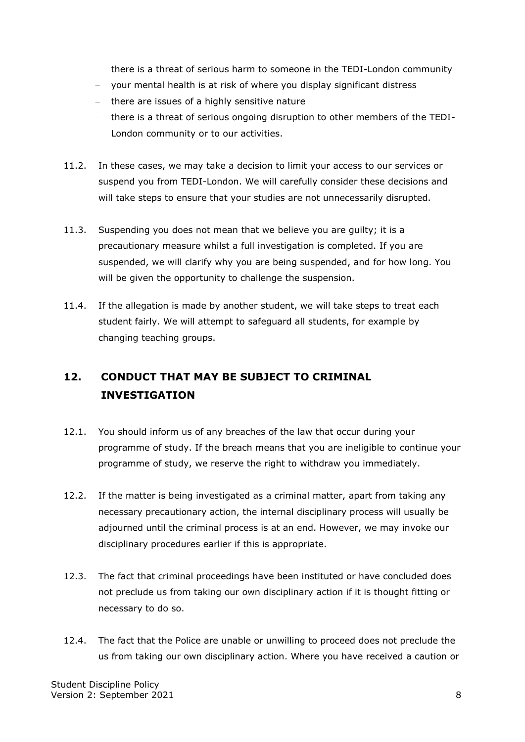- there is a threat of serious harm to someone in the TEDI-London community
- your mental health is at risk of where you display significant distress
- there are issues of a highly sensitive nature
- there is a threat of serious ongoing disruption to other members of the TEDI-London community or to our activities.

11.2. In these cases, we may take a decision to limit your access to our services or suspend you from TEDI-London. We will carefully consider these decisions and will take steps to ensure that your studies are not unnecessarily disrupted.

11.3. Suspending you does not mean that we believe you are guilty; it is a precautionary measure whilst a full investigation is completed. If you are suspended, we will clarify why you are being suspended, and for how long. You will be given the opportunity to challenge the suspension.

11.4. If the allegation is made by another student, we will take steps to treat each student fairly. We will attempt to safeguard all students, for example by changing teaching groups.

## 12. CONDUCT THAT MAY BE SUBJECT TO CRIMINAL INVESTIGATION

12.1. You should inform us of any breaches of the law that occur during your programme of study. If the breach means that you are ineligible to continue your programme of study, we reserve the right to withdraw you immediately.

12.2. If the matter is being investigated as a criminal matter, apart from taking any necessary precautionary action, the internal disciplinary process will usually be adjourned until the criminal process is at an end. However, we may invoke our disciplinary procedures earlier if this is appropriate.

12.3. The fact that criminal proceedings have been instituted or have concluded does not preclude us from taking our own disciplinary action if it is thought fitting or necessary to do so.

12.4. The fact that the Police are unable or unwilling to proceed does not preclude the us from taking our own disciplinary action. Where you have received a caution or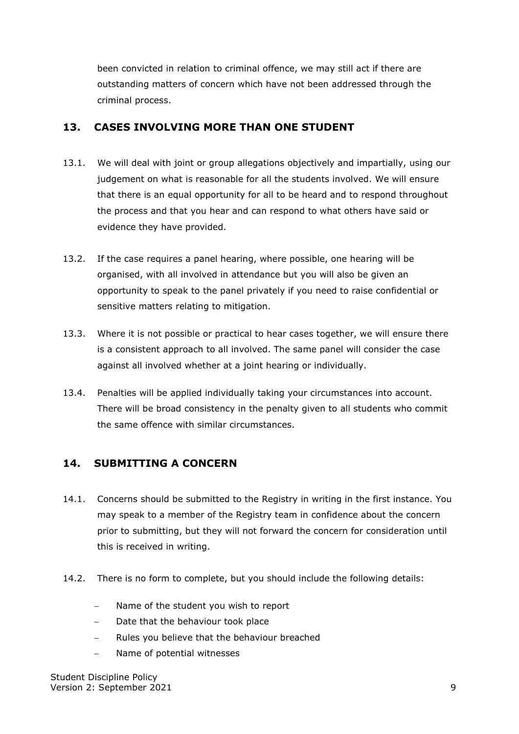been convicted in relation to criminal offence, we may still act if there are outstanding matters of concern which have not been addressed through the criminal process.

## 13. CASES INVOLVING MORE THAN ONE STUDENT

13.1. We will deal with joint or group allegations objectively and impartially, using our judgement on what is reasonable for all the students involved. We will ensure that there is an equal opportunity for all to be heard and to respond throughout the process and that you hear and can respond to what others have said or evidence they have provided.

13.2. If the case requires a panel hearing, where possible, one hearing will be organised, with all involved in attendance but you will also be given an opportunity to speak to the panel privately if you need to raise confidential or sensitive matters relating to mitigation.

13.3. Where it is not possible or practical to hear cases together, we will ensure there is a consistent approach to all involved. The same panel will consider the case against all involved whether at a joint hearing or individually.

13.4. Penalties will be applied individually taking your circumstances into account. There will be broad consistency in the penalty given to all students who commit the same offence with similar circumstances.

## 14. SUBMITTING A CONCERN

14.1. Concerns should be submitted to the Registry in writing in the first instance. You may speak to a member of the Registry team in confidence about the concern prior to submitting, but they will not forward the concern for consideration until this is received in writing.

14.2. There is no form to complete, but you should include the following details:

- Name of the student you wish to report
- Date that the behaviour took place
- Rules you believe that the behaviour breached
- Name of potential witnesses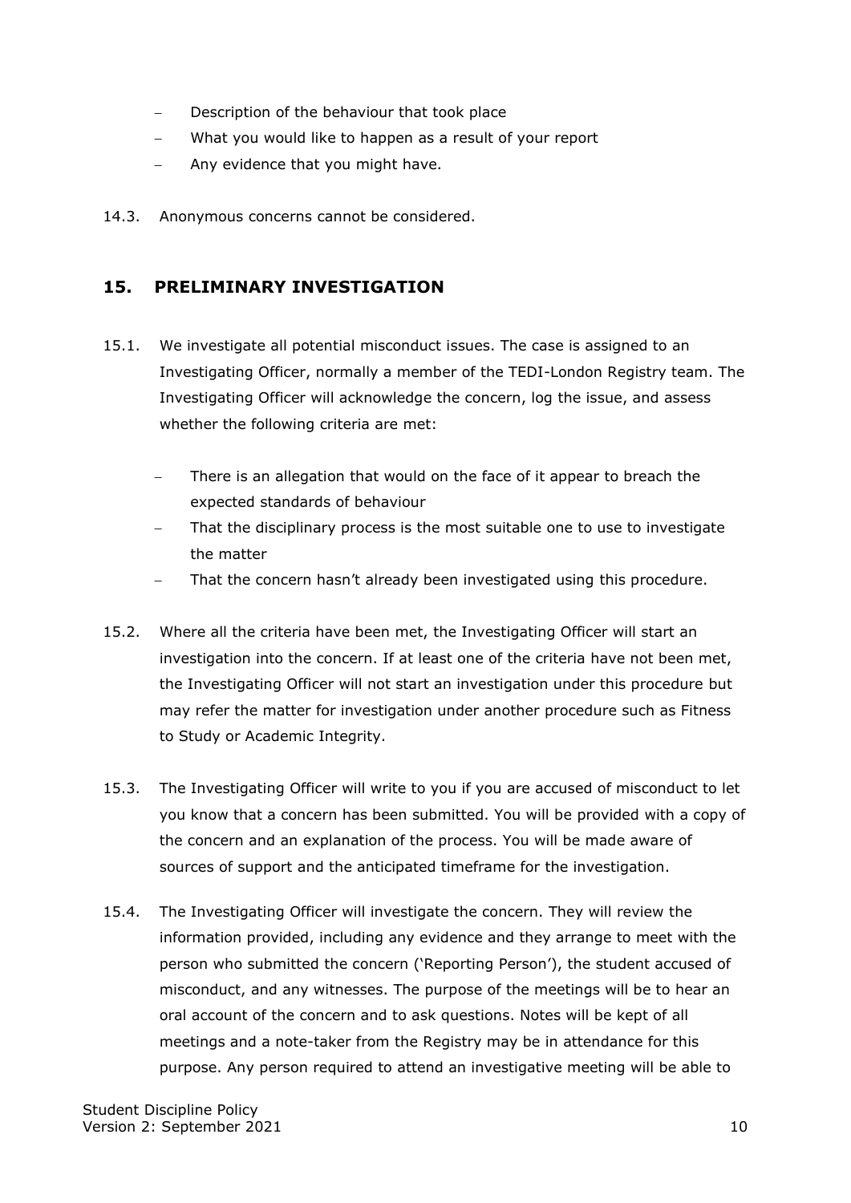- Description of the behaviour that took place
- What you would like to happen as a result of your report
- Any evidence that you might have.

14.3. Anonymous concerns cannot be considered.

## 15. PRELIMINARY INVESTIGATION

15.1. We investigate all potential misconduct issues. The case is assigned to an Investigating Officer, normally a member of the TEDI-London Registry team. The Investigating Officer will acknowledge the concern, log the issue, and assess whether the following criteria are met:

- There is an allegation that would on the face of it appear to breach the expected standards of behaviour
- That the disciplinary process is the most suitable one to use to investigate the matter
- That the concern hasn't already been investigated using this procedure.

15.2. Where all the criteria have been met, the Investigating Officer will start an investigation into the concern. If at least one of the criteria have not been met, the Investigating Officer will not start an investigation under this procedure but may refer the matter for investigation under another procedure such as Fitness to Study or Academic Integrity.

15.3. The Investigating Officer will write to you if you are accused of misconduct to let you know that a concern has been submitted. You will be provided with a copy of the concern and an explanation of the process. You will be made aware of sources of support and the anticipated timeframe for the investigation.

15.4. The Investigating Officer will investigate the concern. They will review the information provided, including any evidence and they arrange to meet with the person who submitted the concern ('Reporting Person'), the student accused of misconduct, and any witnesses. The purpose of the meetings will be to hear an oral account of the concern and to ask questions. Notes will be kept of all meetings and a note-taker from the Registry may be in attendance for this purpose. Any person required to attend an investigative meeting will be able to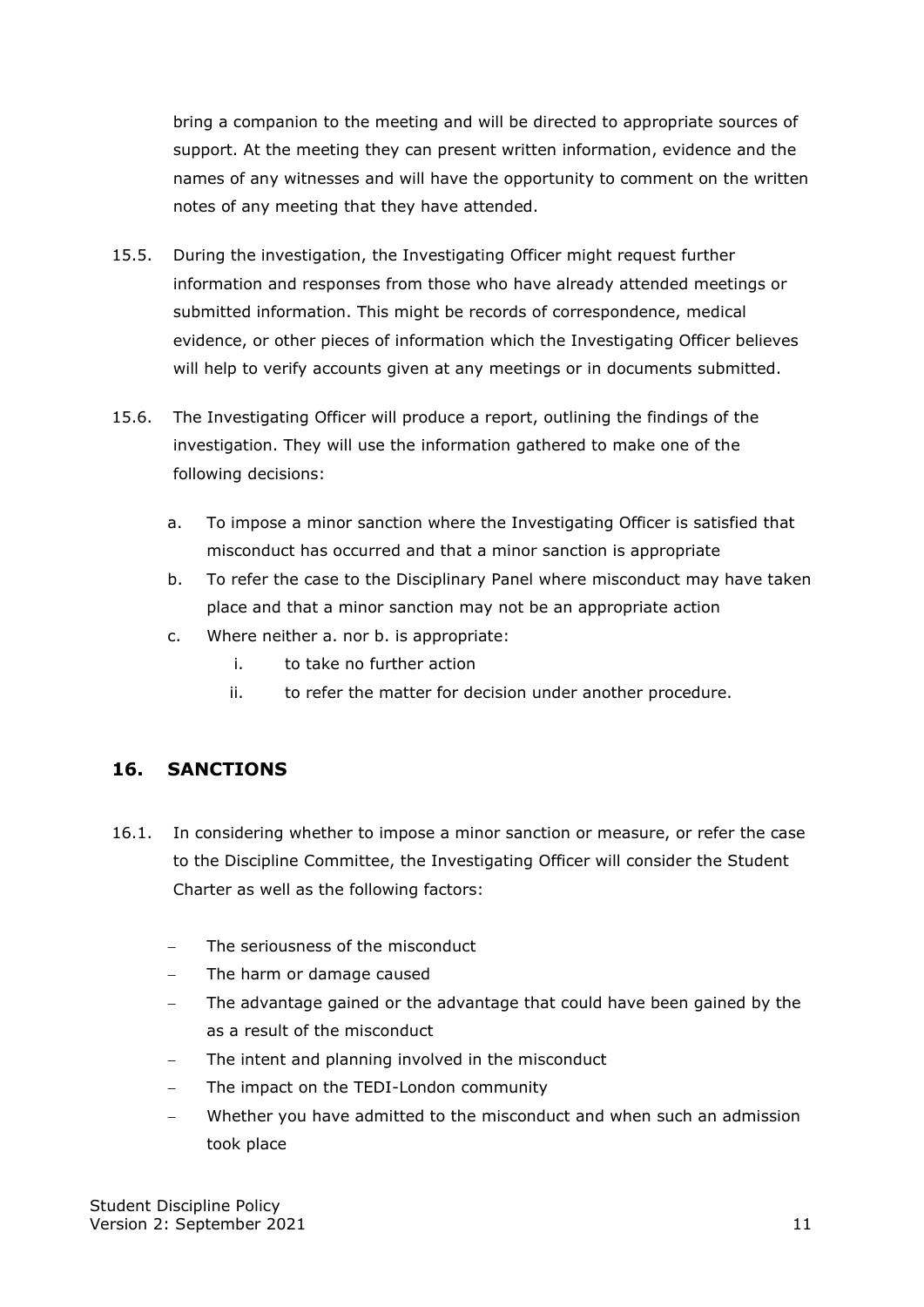bring a companion to the meeting and will be directed to appropriate sources of support. At the meeting they can present written information, evidence and the names of any witnesses and will have the opportunity to comment on the written notes of any meeting that they have attended.

15.5. During the investigation, the Investigating Officer might request further information and responses from those who have already attended meetings or submitted information. This might be records of correspondence, medical evidence, or other pieces of information which the Investigating Officer believes will help to verify accounts given at any meetings or in documents submitted.

15.6. The Investigating Officer will produce a report, outlining the findings of the investigation. They will use the information gathered to make one of the following decisions:

   a. To impose a minor sanction where the Investigating Officer is satisfied that misconduct has occurred and that a minor sanction is appropriate
   b. To refer the case to the Disciplinary Panel where misconduct may have taken place and that a minor sanction may not be an appropriate action
   c. Where neither a. nor b. is appropriate:
      i. to take no further action
      ii. to refer the matter for decision under another procedure.

## 16. SANCTIONS

16.1. In considering whether to impose a minor sanction or measure, or refer the case to the Discipline Committee, the Investigating Officer will consider the Student Charter as well as the following factors:

- The seriousness of the misconduct
- The harm or damage caused
- The advantage gained or the advantage that could have been gained by the as a result of the misconduct
- The intent and planning involved in the misconduct
- The impact on the TEDI-London community
- Whether you have admitted to the misconduct and when such an admission took place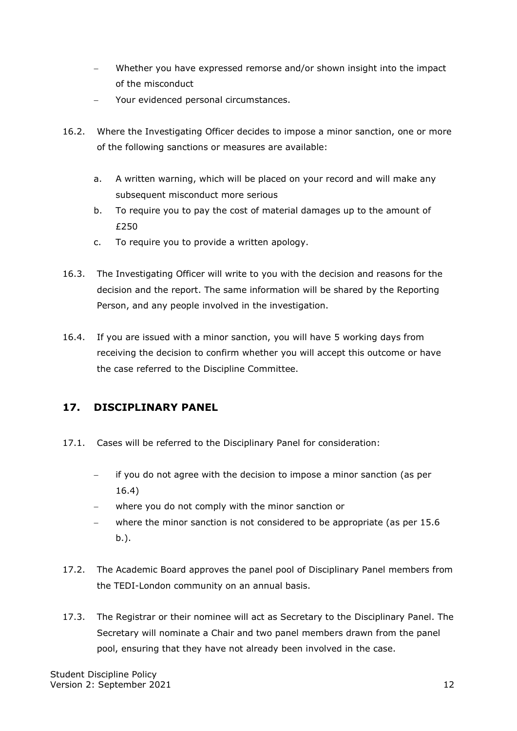- Whether you have expressed remorse and/or shown insight into the impact of the misconduct
- Your evidenced personal circumstances.

16.2. Where the Investigating Officer decides to impose a minor sanction, one or more of the following sanctions or measures are available:

a. A written warning, which will be placed on your record and will make any subsequent misconduct more serious
b. To require you to pay the cost of material damages up to the amount of £250
c. To require you to provide a written apology.

16.3. The Investigating Officer will write to you with the decision and reasons for the decision and the report. The same information will be shared by the Reporting Person, and any people involved in the investigation.

16.4. If you are issued with a minor sanction, you will have 5 working days from receiving the decision to confirm whether you will accept this outcome or have the case referred to the Discipline Committee.

## 17. DISCIPLINARY PANEL

17.1. Cases will be referred to the Disciplinary Panel for consideration:

- if you do not agree with the decision to impose a minor sanction (as per 16.4)
- where you do not comply with the minor sanction or
- where the minor sanction is not considered to be appropriate (as per 15.6 b.).

17.2. The Academic Board approves the panel pool of Disciplinary Panel members from the TEDI-London community on an annual basis.

17.3. The Registrar or their nominee will act as Secretary to the Disciplinary Panel. The Secretary will nominate a Chair and two panel members drawn from the panel pool, ensuring that they have not already been involved in the case.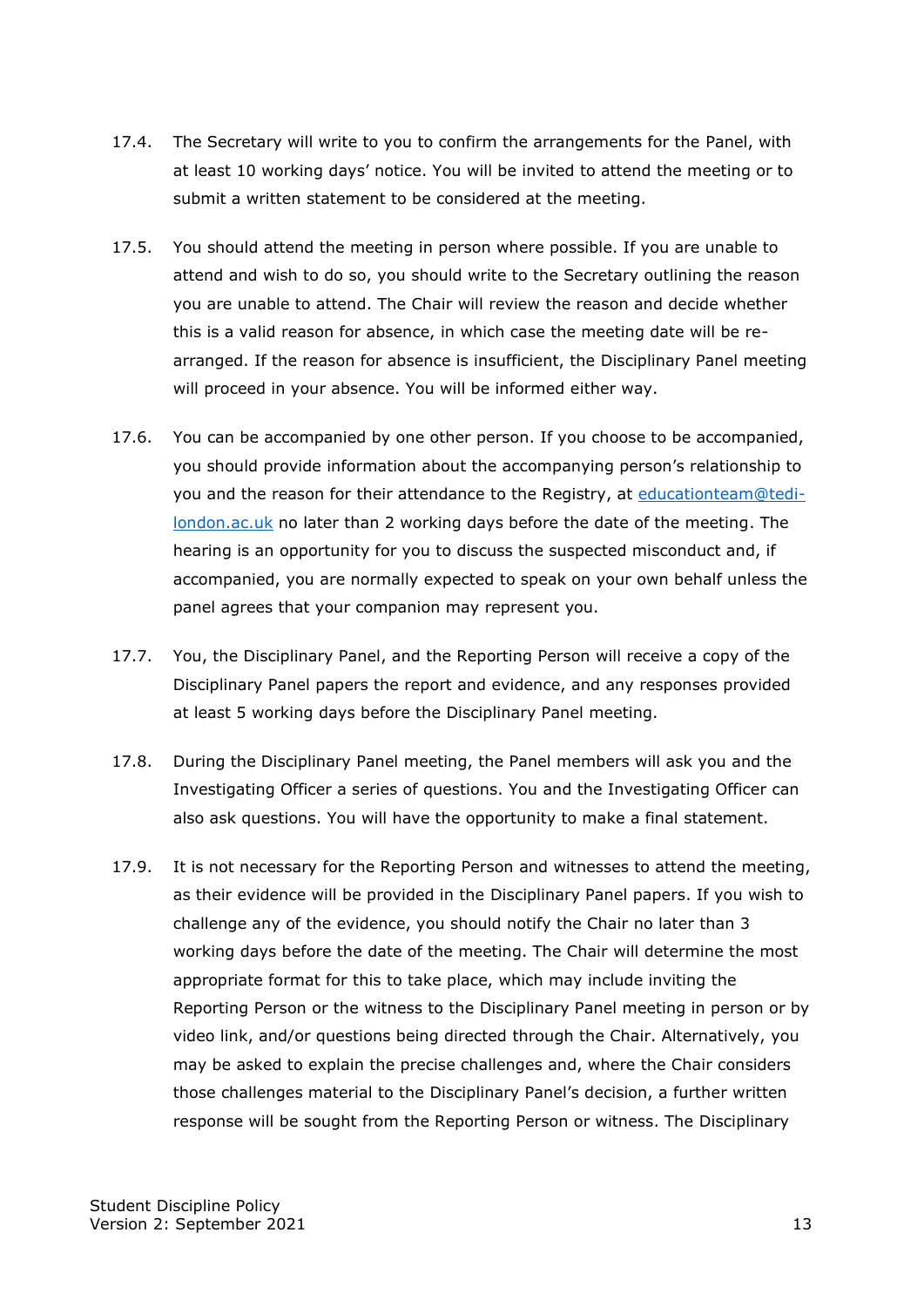17.4. The Secretary will write to you to confirm the arrangements for the Panel, with at least 10 working days' notice. You will be invited to attend the meeting or to submit a written statement to be considered at the meeting.

17.5. You should attend the meeting in person where possible. If you are unable to attend and wish to do so, you should write to the Secretary outlining the reason you are unable to attend. The Chair will review the reason and decide whether this is a valid reason for absence, in which case the meeting date will be re-arranged. If the reason for absence is insufficient, the Disciplinary Panel meeting will proceed in your absence. You will be informed either way.

17.6. You can be accompanied by one other person. If you choose to be accompanied, you should provide information about the accompanying person's relationship to you and the reason for their attendance to the Registry, at [educationteam@tedi-london.ac.uk](mailto:educationteam@tedi-london.ac.uk) no later than 2 working days before the date of the meeting. The hearing is an opportunity for you to discuss the suspected misconduct and, if accompanied, you are normally expected to speak on your own behalf unless the panel agrees that your companion may represent you.

17.7. You, the Disciplinary Panel, and the Reporting Person will receive a copy of the Disciplinary Panel papers the report and evidence, and any responses provided at least 5 working days before the Disciplinary Panel meeting.

17.8. During the Disciplinary Panel meeting, the Panel members will ask you and the Investigating Officer a series of questions. You and the Investigating Officer can also ask questions. You will have the opportunity to make a final statement.

17.9. It is not necessary for the Reporting Person and witnesses to attend the meeting, as their evidence will be provided in the Disciplinary Panel papers. If you wish to challenge any of the evidence, you should notify the Chair no later than 3 working days before the date of the meeting. The Chair will determine the most appropriate format for this to take place, which may include inviting the Reporting Person or the witness to the Disciplinary Panel meeting in person or by video link, and/or questions being directed through the Chair. Alternatively, you may be asked to explain the precise challenges and, where the Chair considers those challenges material to the Disciplinary Panel's decision, a further written response will be sought from the Reporting Person or witness. The Disciplinary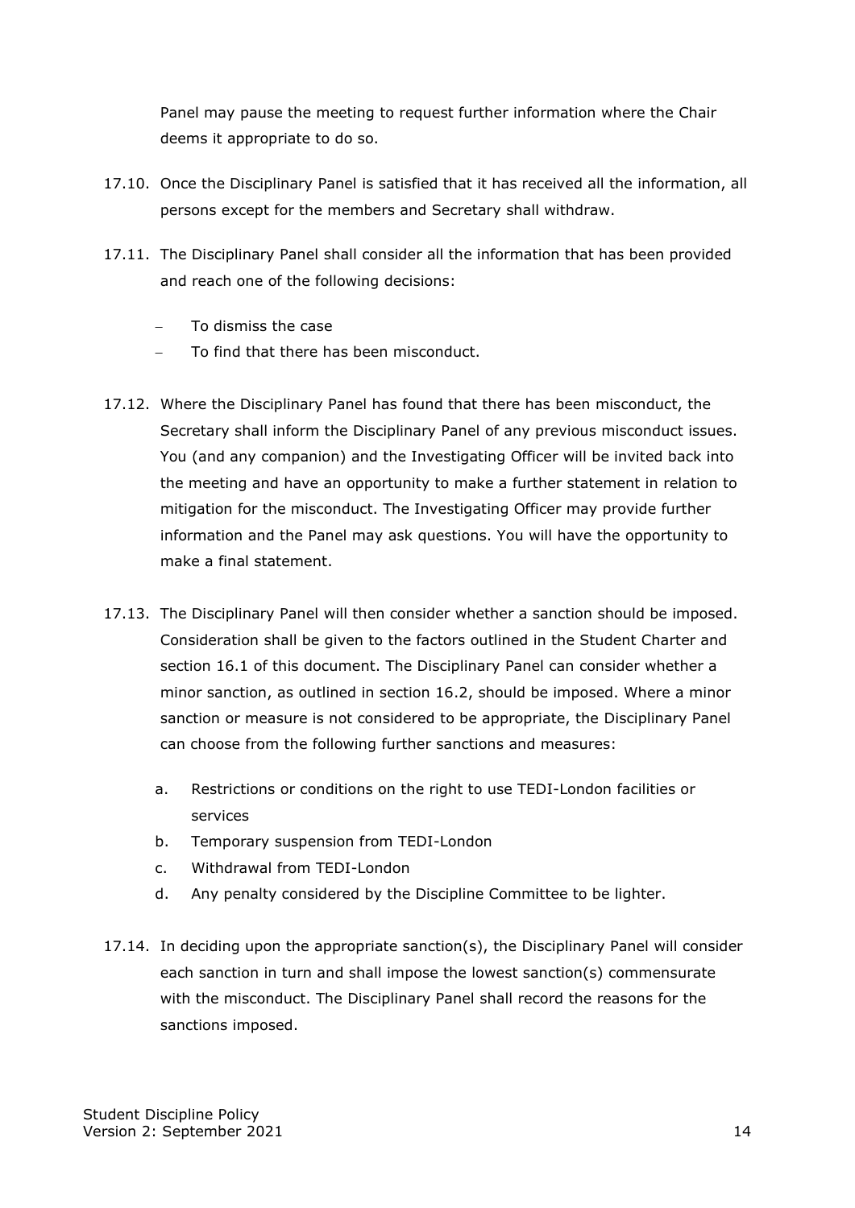Panel may pause the meeting to request further information where the Chair deems it appropriate to do so.

17.10. Once the Disciplinary Panel is satisfied that it has received all the information, all persons except for the members and Secretary shall withdraw.

17.11. The Disciplinary Panel shall consider all the information that has been provided and reach one of the following decisions:

- To dismiss the case
- To find that there has been misconduct.

17.12. Where the Disciplinary Panel has found that there has been misconduct, the Secretary shall inform the Disciplinary Panel of any previous misconduct issues. You (and any companion) and the Investigating Officer will be invited back into the meeting and have an opportunity to make a further statement in relation to mitigation for the misconduct. The Investigating Officer may provide further information and the Panel may ask questions. You will have the opportunity to make a final statement.

17.13. The Disciplinary Panel will then consider whether a sanction should be imposed. Consideration shall be given to the factors outlined in the Student Charter and section 16.1 of this document. The Disciplinary Panel can consider whether a minor sanction, as outlined in section 16.2, should be imposed. Where a minor sanction or measure is not considered to be appropriate, the Disciplinary Panel can choose from the following further sanctions and measures:

a. Restrictions or conditions on the right to use TEDI-London facilities or services
b. Temporary suspension from TEDI-London
c. Withdrawal from TEDI-London
d. Any penalty considered by the Discipline Committee to be lighter.

17.14. In deciding upon the appropriate sanction(s), the Disciplinary Panel will consider each sanction in turn and shall impose the lowest sanction(s) commensurate with the misconduct. The Disciplinary Panel shall record the reasons for the sanctions imposed.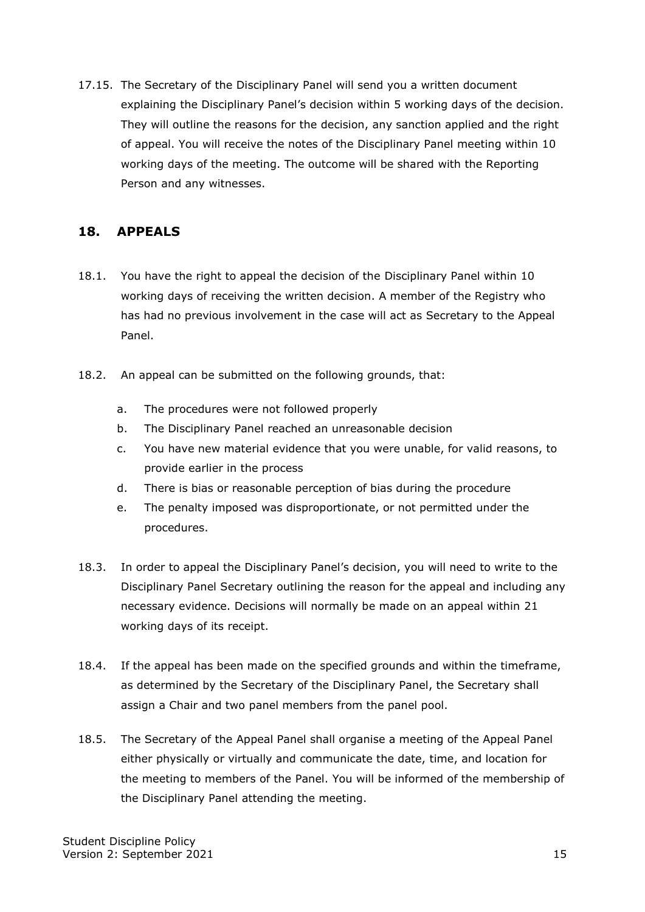17.15. The Secretary of the Disciplinary Panel will send you a written document explaining the Disciplinary Panel's decision within 5 working days of the decision. They will outline the reasons for the decision, any sanction applied and the right of appeal. You will receive the notes of the Disciplinary Panel meeting within 10 working days of the meeting. The outcome will be shared with the Reporting Person and any witnesses.

## 18. APPEALS

18.1. You have the right to appeal the decision of the Disciplinary Panel within 10 working days of receiving the written decision. A member of the Registry who has had no previous involvement in the case will act as Secretary to the Appeal Panel.

18.2. An appeal can be submitted on the following grounds, that:

a. The procedures were not followed properly
b. The Disciplinary Panel reached an unreasonable decision
c. You have new material evidence that you were unable, for valid reasons, to provide earlier in the process
d. There is bias or reasonable perception of bias during the procedure
e. The penalty imposed was disproportionate, or not permitted under the procedures.

18.3. In order to appeal the Disciplinary Panel's decision, you will need to write to the Disciplinary Panel Secretary outlining the reason for the appeal and including any necessary evidence. Decisions will normally be made on an appeal within 21 working days of its receipt.

18.4. If the appeal has been made on the specified grounds and within the timeframe, as determined by the Secretary of the Disciplinary Panel, the Secretary shall assign a Chair and two panel members from the panel pool.

18.5. The Secretary of the Appeal Panel shall organise a meeting of the Appeal Panel either physically or virtually and communicate the date, time, and location for the meeting to members of the Panel. You will be informed of the membership of the Disciplinary Panel attending the meeting.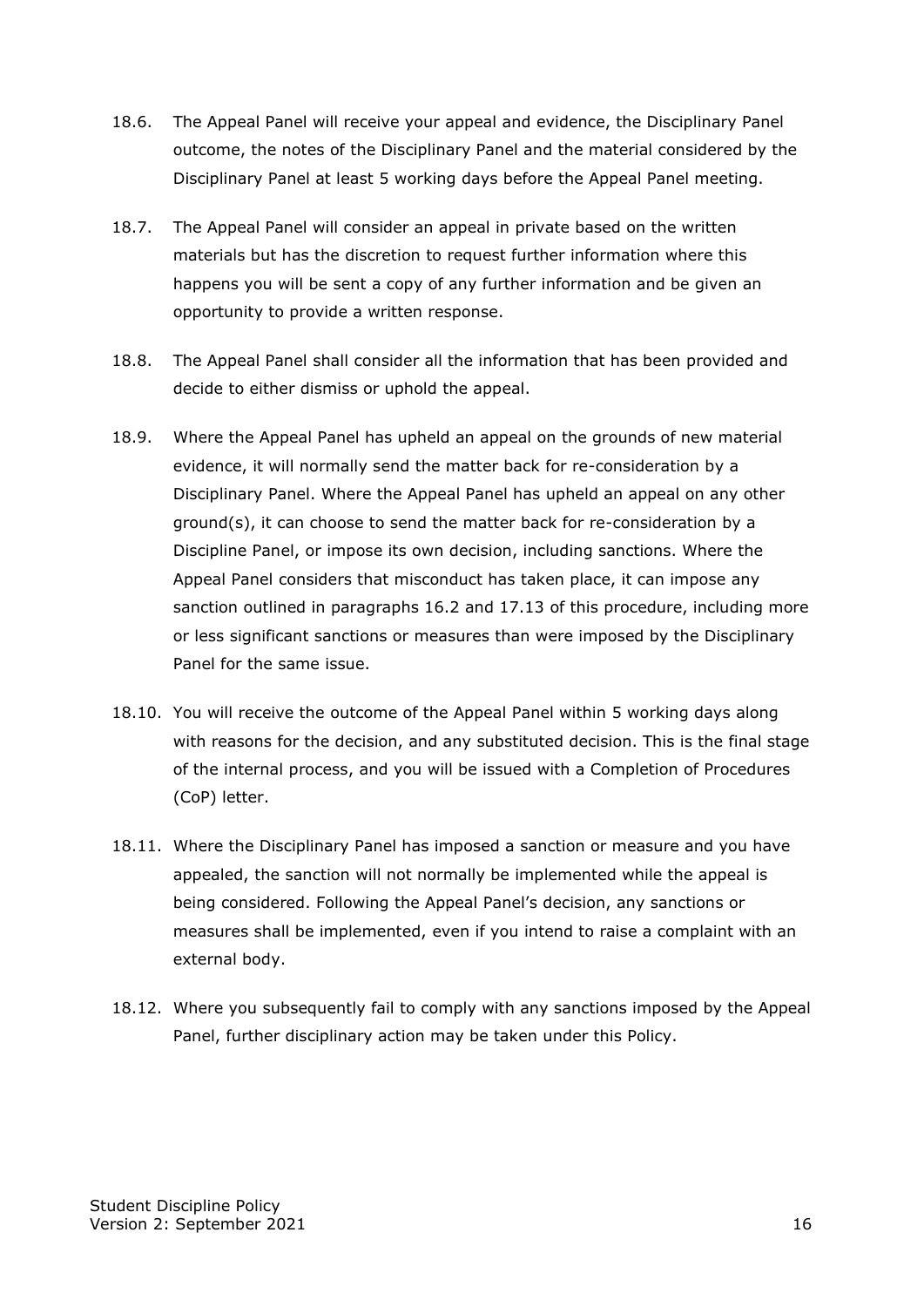18.6. The Appeal Panel will receive your appeal and evidence, the Disciplinary Panel outcome, the notes of the Disciplinary Panel and the material considered by the Disciplinary Panel at least 5 working days before the Appeal Panel meeting.

18.7. The Appeal Panel will consider an appeal in private based on the written materials but has the discretion to request further information where this happens you will be sent a copy of any further information and be given an opportunity to provide a written response.

18.8. The Appeal Panel shall consider all the information that has been provided and decide to either dismiss or uphold the appeal.

18.9. Where the Appeal Panel has upheld an appeal on the grounds of new material evidence, it will normally send the matter back for re-consideration by a Disciplinary Panel. Where the Appeal Panel has upheld an appeal on any other ground(s), it can choose to send the matter back for re-consideration by a Discipline Panel, or impose its own decision, including sanctions. Where the Appeal Panel considers that misconduct has taken place, it can impose any sanction outlined in paragraphs 16.2 and 17.13 of this procedure, including more or less significant sanctions or measures than were imposed by the Disciplinary Panel for the same issue.

18.10. You will receive the outcome of the Appeal Panel within 5 working days along with reasons for the decision, and any substituted decision. This is the final stage of the internal process, and you will be issued with a Completion of Procedures (CoP) letter.

18.11. Where the Disciplinary Panel has imposed a sanction or measure and you have appealed, the sanction will not normally be implemented while the appeal is being considered. Following the Appeal Panel's decision, any sanctions or measures shall be implemented, even if you intend to raise a complaint with an external body.

18.12. Where you subsequently fail to comply with any sanctions imposed by the Appeal Panel, further disciplinary action may be taken under this Policy.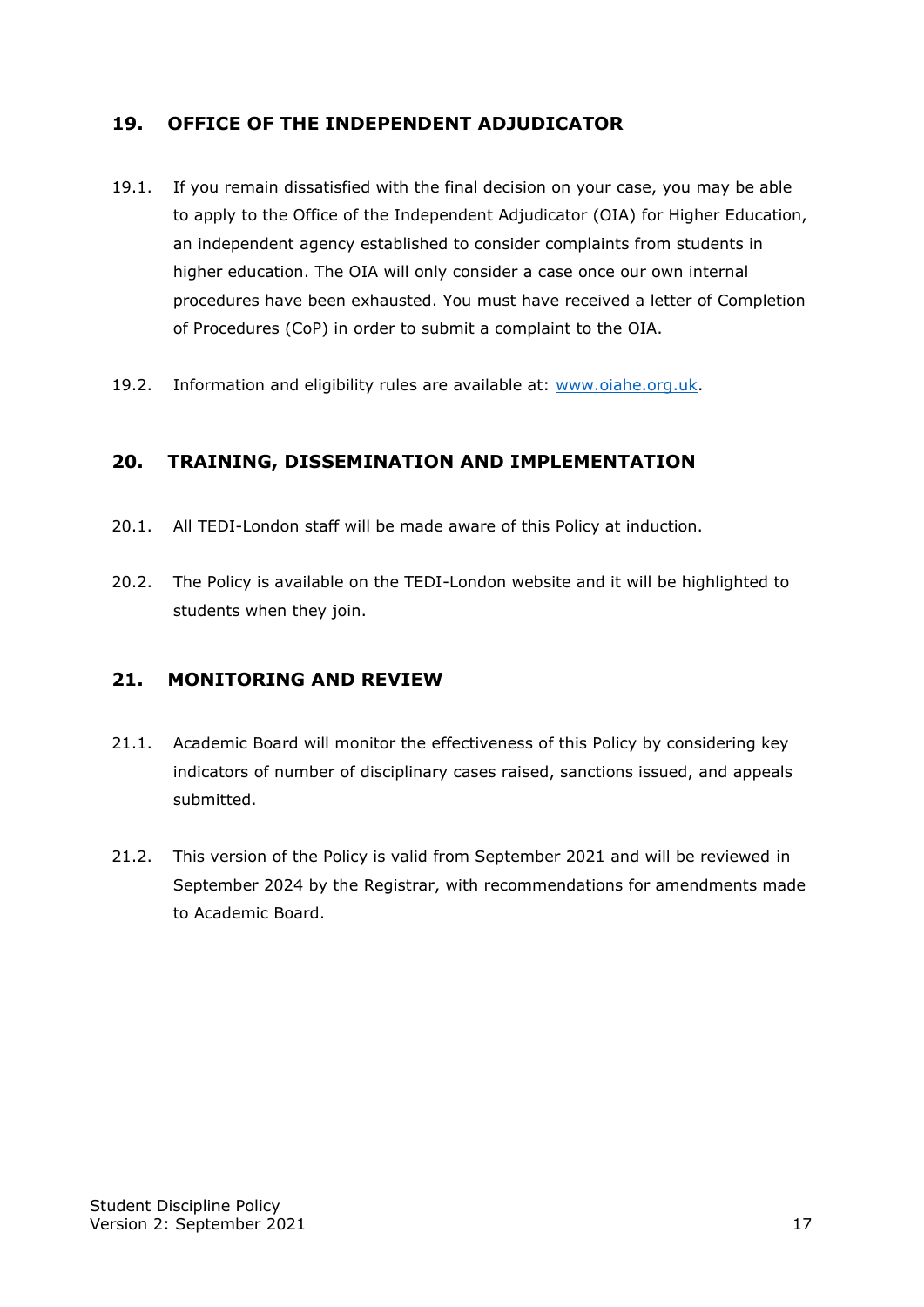## 19. OFFICE OF THE INDEPENDENT ADJUDICATOR

19.1. If you remain dissatisfied with the final decision on your case, you may be able to apply to the Office of the Independent Adjudicator (OIA) for Higher Education, an independent agency established to consider complaints from students in higher education. The OIA will only consider a case once our own internal procedures have been exhausted. You must have received a letter of Completion of Procedures (CoP) in order to submit a complaint to the OIA.

19.2. Information and eligibility rules are available at: [www.oiahe.org.uk](http://www.oiahe.org.uk).

## 20. TRAINING, DISSEMINATION AND IMPLEMENTATION

20.1. All TEDI-London staff will be made aware of this Policy at induction.

20.2. The Policy is available on the TEDI-London website and it will be highlighted to students when they join.

## 21. MONITORING AND REVIEW

21.1. Academic Board will monitor the effectiveness of this Policy by considering key indicators of number of disciplinary cases raised, sanctions issued, and appeals submitted.

21.2. This version of the Policy is valid from September 2021 and will be reviewed in September 2024 by the Registrar, with recommendations for amendments made to Academic Board.